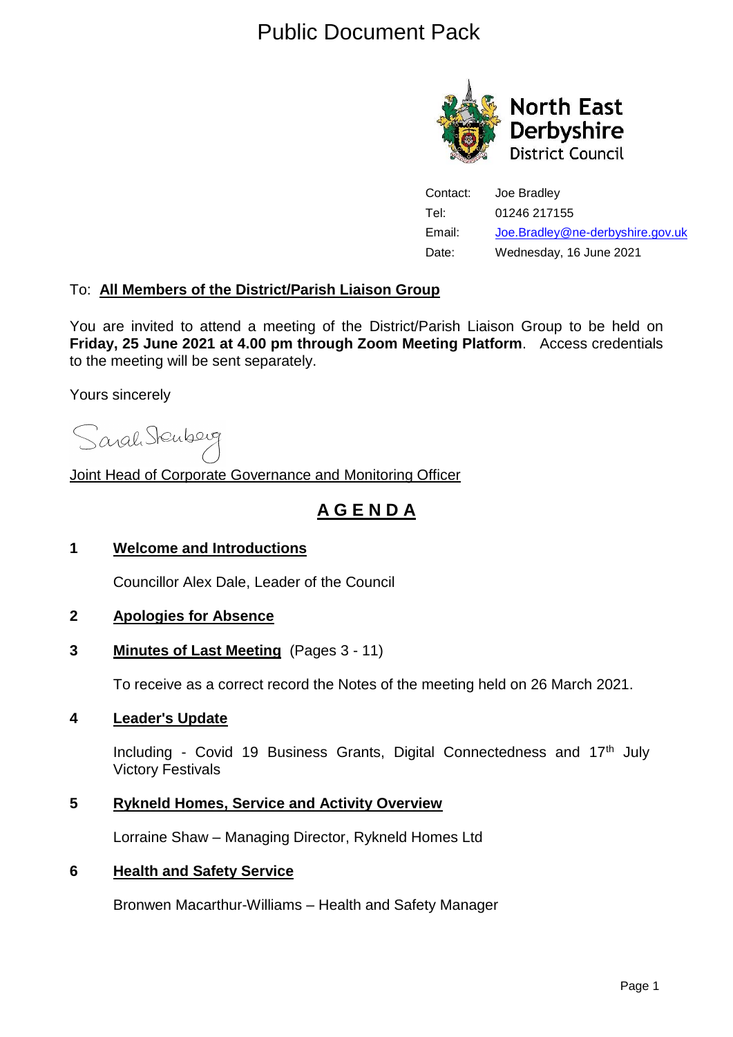# Public Document Pack

**North East Derbyshire District Council**

Contact: Joe Bradley
Tel: 01246 217155
Email: Joe.Bradley@ne-derbyshire.gov.uk
Date: Wednesday, 16 June 2021

To: **All Members of the District/Parish Liaison Group**

You are invited to attend a meeting of the District/Parish Liaison Group to be held on **Friday, 25 June 2021 at 4.00 pm through Zoom Meeting Platform**. Access credentials to the meeting will be sent separately.

Yours sincerely

Sarah Sternberg

Joint Head of Corporate Governance and Monitoring Officer

## A G E N D A

**1 Welcome and Introductions**

Councillor Alex Dale, Leader of the Council

**2 Apologies for Absence**

**3 Minutes of Last Meeting** (Pages 3 - 11)

To receive as a correct record the Notes of the meeting held on 26 March 2021.

**4 Leader's Update**

Including - Covid 19 Business Grants, Digital Connectedness and 17th July Victory Festivals

**5 Rykneld Homes, Service and Activity Overview**

Lorraine Shaw – Managing Director, Rykneld Homes Ltd

**6 Health and Safety Service**

Bronwen Macarthur-Williams – Health and Safety Manager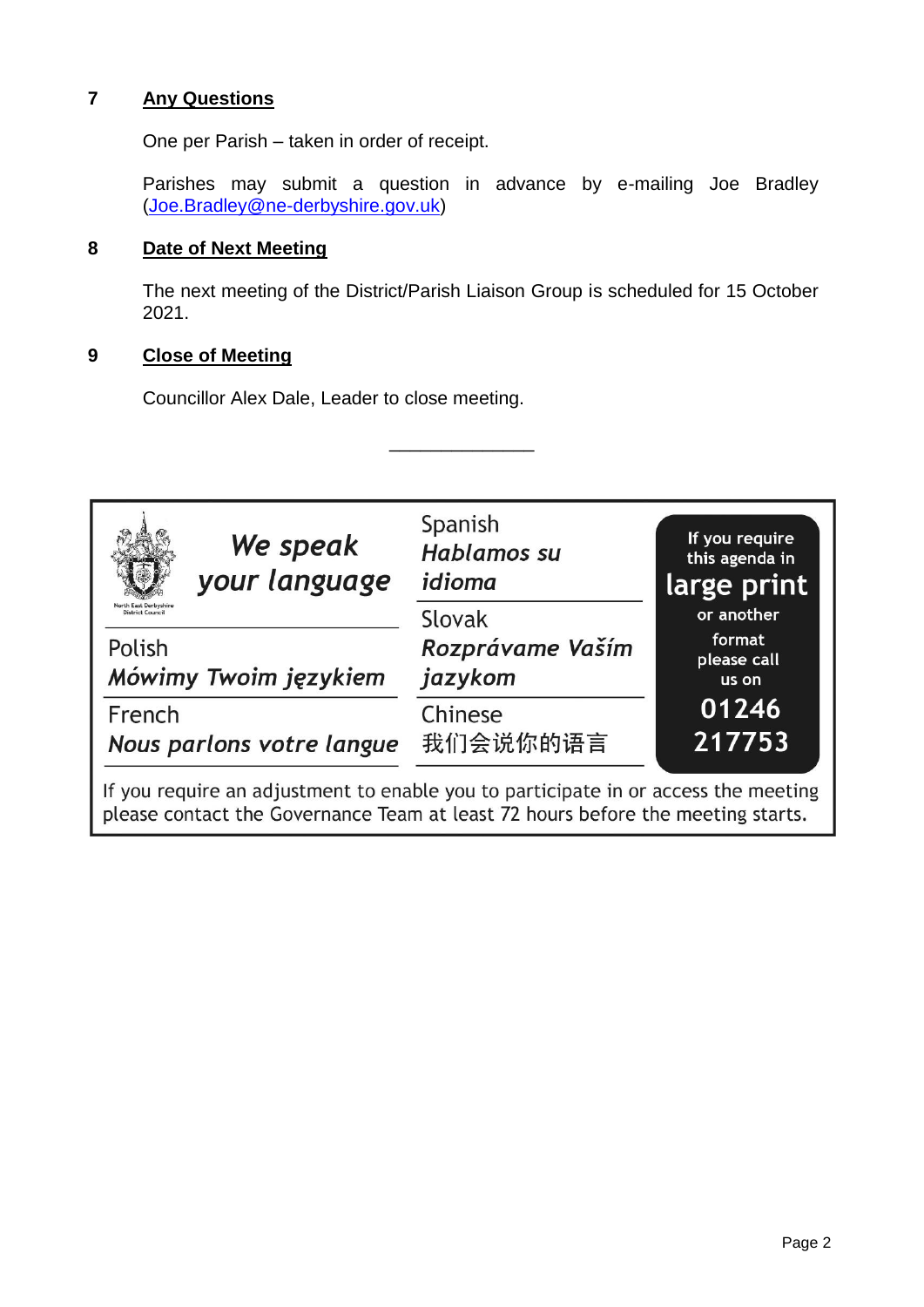## 7 Any Questions

One per Parish – taken in order of receipt.

Parishes may submit a question in advance by e-mailing Joe Bradley (Joe.Bradley@ne-derbyshire.gov.uk)

## 8 Date of Next Meeting

The next meeting of the District/Parish Liaison Group is scheduled for 15 October 2021.

## 9 Close of Meeting

Councillor Alex Dale, Leader to close meeting.

---

North East Derbyshire District Council

***We speak your language***

Polish
*Mówimy Twoim językiem*

French
*Nous parlons votre langue*

Spanish
*Hablamos su idioma*

Slovak
*Rozprávame Vaším jazykom*

Chinese
我们会说你的语言

**If you require this agenda in large print or another format please call us on 01246 217753**

If you require an adjustment to enable you to participate in or access the meeting please contact the Governance Team at least 72 hours before the meeting starts.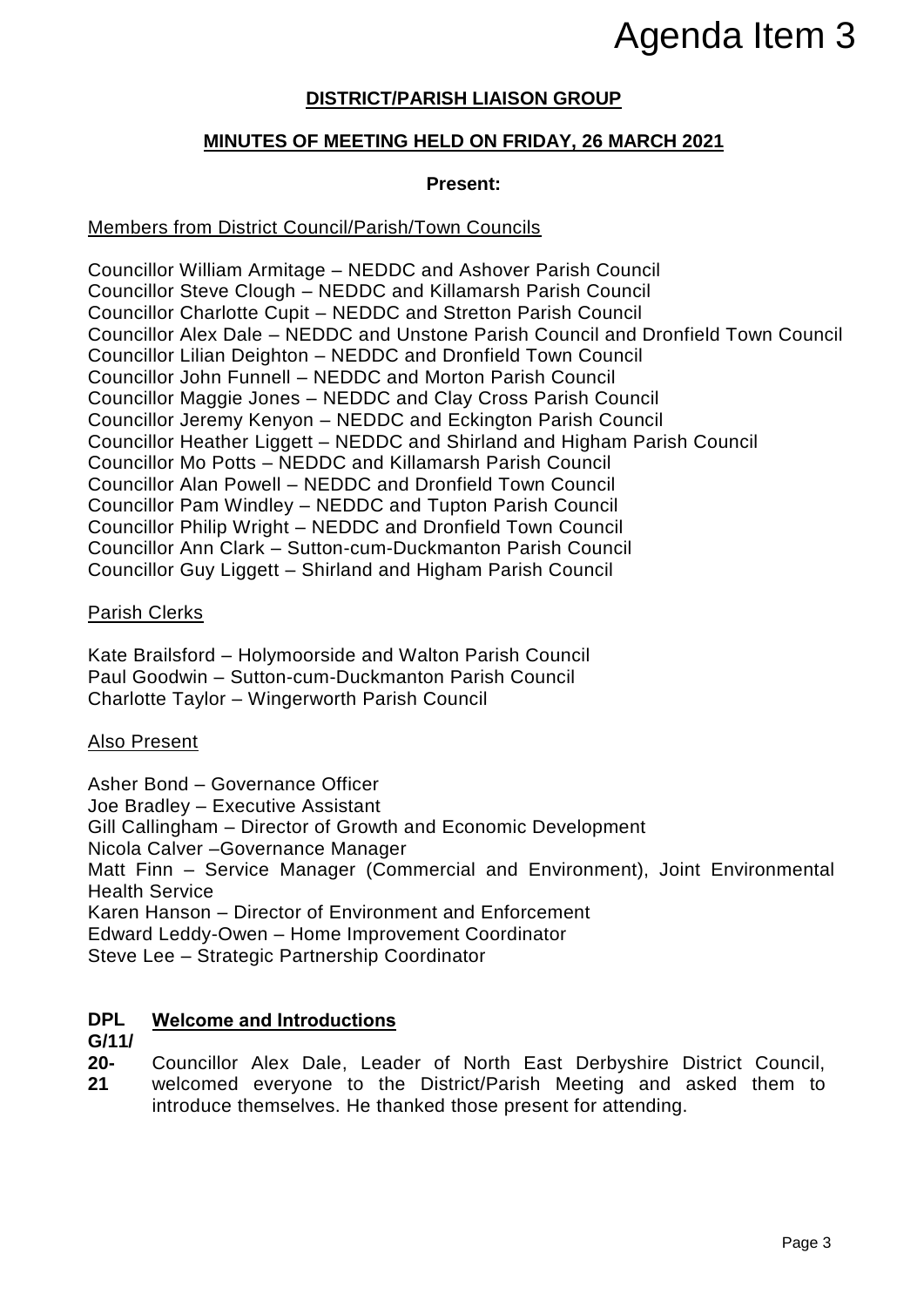# Agenda Item 3

## DISTRICT/PARISH LIAISON GROUP

### MINUTES OF MEETING HELD ON FRIDAY, 26 MARCH 2021

**Present:**

Members from District Council/Parish/Town Councils

Councillor William Armitage – NEDDC and Ashover Parish Council
Councillor Steve Clough – NEDDC and Killamarsh Parish Council
Councillor Charlotte Cupit – NEDDC and Stretton Parish Council
Councillor Alex Dale – NEDDC and Unstone Parish Council and Dronfield Town Council
Councillor Lilian Deighton – NEDDC and Dronfield Town Council
Councillor John Funnell – NEDDC and Morton Parish Council
Councillor Maggie Jones – NEDDC and Clay Cross Parish Council
Councillor Jeremy Kenyon – NEDDC and Eckington Parish Council
Councillor Heather Liggett – NEDDC and Shirland and Higham Parish Council
Councillor Mo Potts – NEDDC and Killamarsh Parish Council
Councillor Alan Powell – NEDDC and Dronfield Town Council
Councillor Pam Windley – NEDDC and Tupton Parish Council
Councillor Philip Wright – NEDDC and Dronfield Town Council
Councillor Ann Clark – Sutton-cum-Duckmanton Parish Council
Councillor Guy Liggett – Shirland and Higham Parish Council

Parish Clerks

Kate Brailsford – Holymoorside and Walton Parish Council
Paul Goodwin – Sutton-cum-Duckmanton Parish Council
Charlotte Taylor – Wingerworth Parish Council

Also Present

Asher Bond – Governance Officer
Joe Bradley – Executive Assistant
Gill Callingham – Director of Growth and Economic Development
Nicola Calver –Governance Manager
Matt Finn – Service Manager (Commercial and Environment), Joint Environmental Health Service
Karen Hanson – Director of Environment and Enforcement
Edward Leddy-Owen – Home Improvement Coordinator
Steve Lee – Strategic Partnership Coordinator

**DPLG/11/20-21** **Welcome and Introductions**

Councillor Alex Dale, Leader of North East Derbyshire District Council, welcomed everyone to the District/Parish Meeting and asked them to introduce themselves. He thanked those present for attending.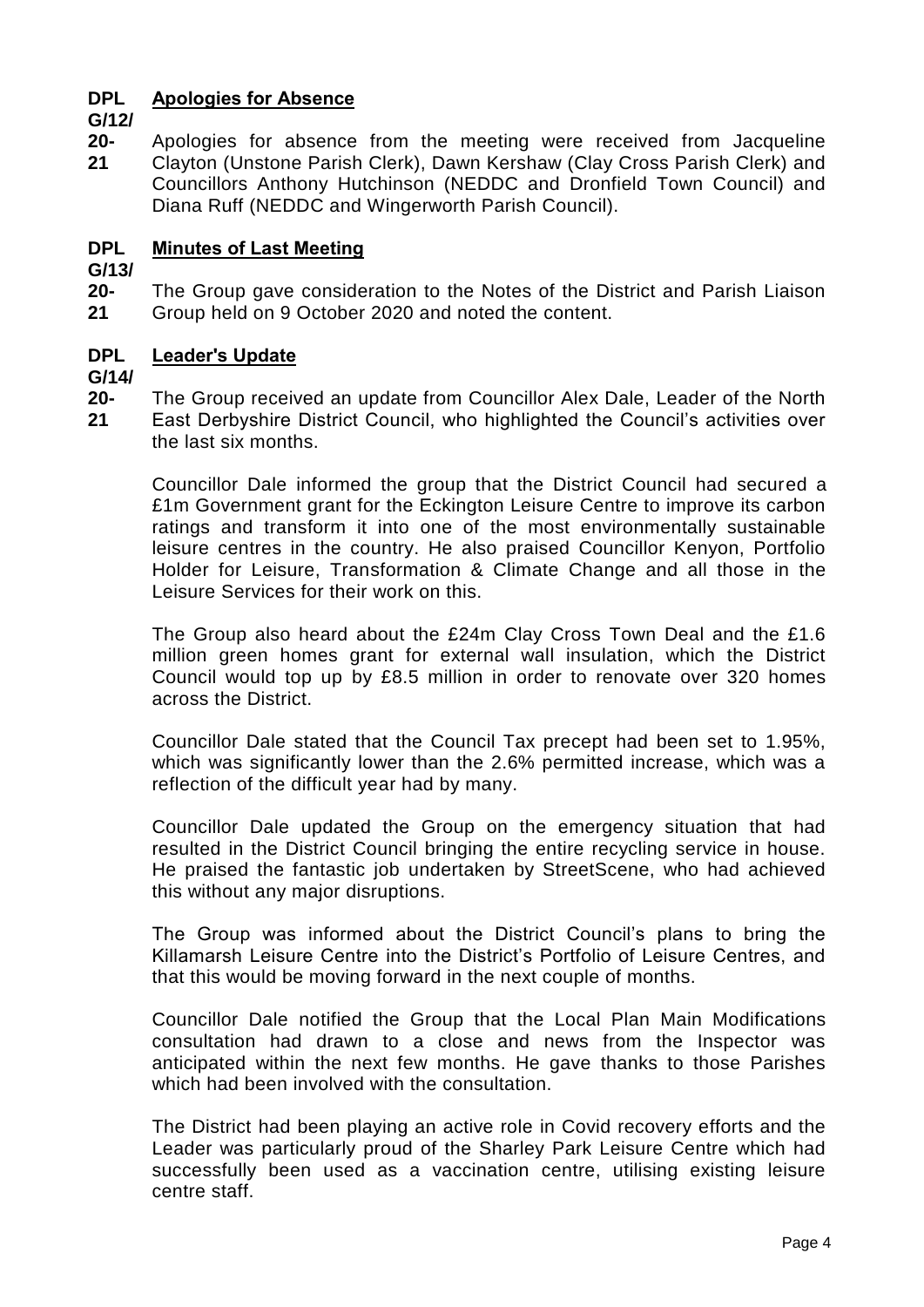**DPLG/12/20-21** **Apologies for Absence**

Apologies for absence from the meeting were received from Jacqueline Clayton (Unstone Parish Clerk), Dawn Kershaw (Clay Cross Parish Clerk) and Councillors Anthony Hutchinson (NEDDC and Dronfield Town Council) and Diana Ruff (NEDDC and Wingerworth Parish Council).

**DPLG/13/20-21** **Minutes of Last Meeting**

The Group gave consideration to the Notes of the District and Parish Liaison Group held on 9 October 2020 and noted the content.

**DPLG/14/20-21** **Leader's Update**

The Group received an update from Councillor Alex Dale, Leader of the North East Derbyshire District Council, who highlighted the Council's activities over the last six months.

Councillor Dale informed the group that the District Council had secured a £1m Government grant for the Eckington Leisure Centre to improve its carbon ratings and transform it into one of the most environmentally sustainable leisure centres in the country. He also praised Councillor Kenyon, Portfolio Holder for Leisure, Transformation & Climate Change and all those in the Leisure Services for their work on this.

The Group also heard about the £24m Clay Cross Town Deal and the £1.6 million green homes grant for external wall insulation, which the District Council would top up by £8.5 million in order to renovate over 320 homes across the District.

Councillor Dale stated that the Council Tax precept had been set to 1.95%, which was significantly lower than the 2.6% permitted increase, which was a reflection of the difficult year had by many.

Councillor Dale updated the Group on the emergency situation that had resulted in the District Council bringing the entire recycling service in house. He praised the fantastic job undertaken by StreetScene, who had achieved this without any major disruptions.

The Group was informed about the District Council's plans to bring the Killamarsh Leisure Centre into the District's Portfolio of Leisure Centres, and that this would be moving forward in the next couple of months.

Councillor Dale notified the Group that the Local Plan Main Modifications consultation had drawn to a close and news from the Inspector was anticipated within the next few months. He gave thanks to those Parishes which had been involved with the consultation.

The District had been playing an active role in Covid recovery efforts and the Leader was particularly proud of the Sharley Park Leisure Centre which had successfully been used as a vaccination centre, utilising existing leisure centre staff.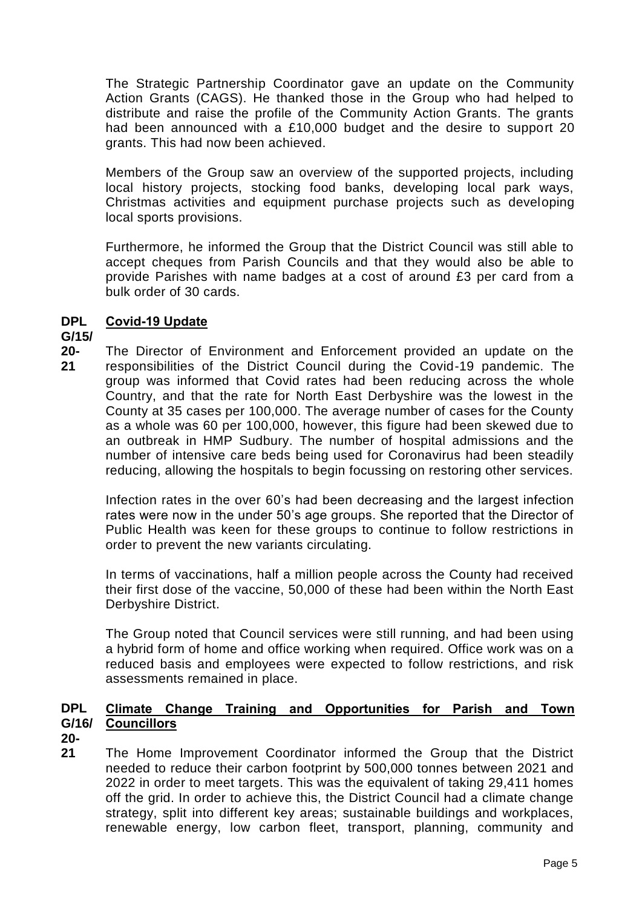The Strategic Partnership Coordinator gave an update on the Community Action Grants (CAGS). He thanked those in the Group who had helped to distribute and raise the profile of the Community Action Grants. The grants had been announced with a £10,000 budget and the desire to support 20 grants. This had now been achieved.

Members of the Group saw an overview of the supported projects, including local history projects, stocking food banks, developing local park ways, Christmas activities and equipment purchase projects such as developing local sports provisions.

Furthermore, he informed the Group that the District Council was still able to accept cheques from Parish Councils and that they would also be able to provide Parishes with name badges at a cost of around £3 per card from a bulk order of 30 cards.

**DPL G/15/ 20-21** **Covid-19 Update**

The Director of Environment and Enforcement provided an update on the responsibilities of the District Council during the Covid-19 pandemic. The group was informed that Covid rates had been reducing across the whole Country, and that the rate for North East Derbyshire was the lowest in the County at 35 cases per 100,000. The average number of cases for the County as a whole was 60 per 100,000, however, this figure had been skewed due to an outbreak in HMP Sudbury. The number of hospital admissions and the number of intensive care beds being used for Coronavirus had been steadily reducing, allowing the hospitals to begin focussing on restoring other services.

Infection rates in the over 60's had been decreasing and the largest infection rates were now in the under 50's age groups. She reported that the Director of Public Health was keen for these groups to continue to follow restrictions in order to prevent the new variants circulating.

In terms of vaccinations, half a million people across the County had received their first dose of the vaccine, 50,000 of these had been within the North East Derbyshire District.

The Group noted that Council services were still running, and had been using a hybrid form of home and office working when required. Office work was on a reduced basis and employees were expected to follow restrictions, and risk assessments remained in place.

**DPL G/16/ 20-21** **Climate Change Training and Opportunities for Parish and Town Councillors**

The Home Improvement Coordinator informed the Group that the District needed to reduce their carbon footprint by 500,000 tonnes between 2021 and 2022 in order to meet targets. This was the equivalent of taking 29,411 homes off the grid. In order to achieve this, the District Council had a climate change strategy, split into different key areas; sustainable buildings and workplaces, renewable energy, low carbon fleet, transport, planning, community and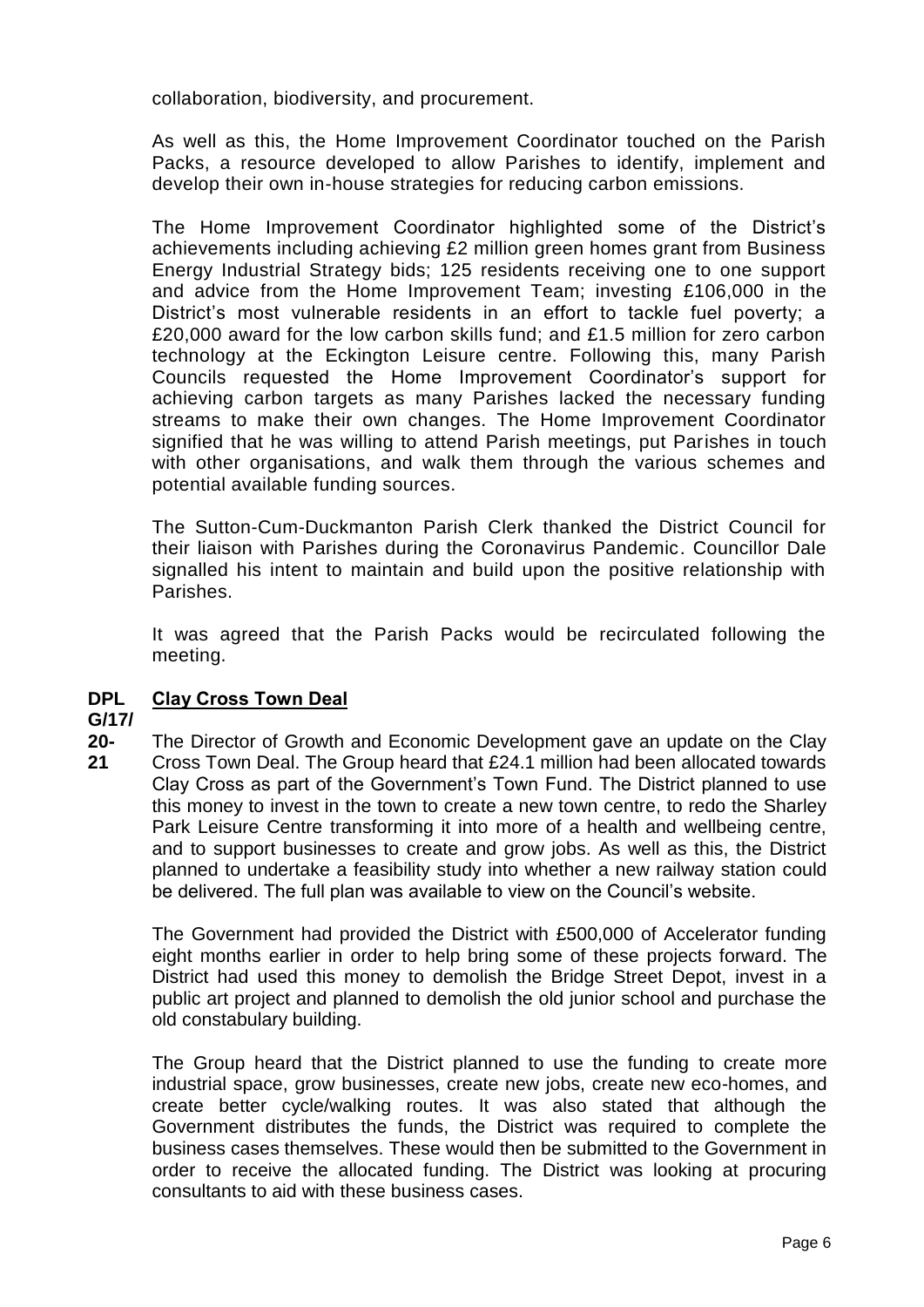collaboration, biodiversity, and procurement.

As well as this, the Home Improvement Coordinator touched on the Parish Packs, a resource developed to allow Parishes to identify, implement and develop their own in-house strategies for reducing carbon emissions.

The Home Improvement Coordinator highlighted some of the District's achievements including achieving £2 million green homes grant from Business Energy Industrial Strategy bids; 125 residents receiving one to one support and advice from the Home Improvement Team; investing £106,000 in the District's most vulnerable residents in an effort to tackle fuel poverty; a £20,000 award for the low carbon skills fund; and £1.5 million for zero carbon technology at the Eckington Leisure centre. Following this, many Parish Councils requested the Home Improvement Coordinator's support for achieving carbon targets as many Parishes lacked the necessary funding streams to make their own changes. The Home Improvement Coordinator signified that he was willing to attend Parish meetings, put Parishes in touch with other organisations, and walk them through the various schemes and potential available funding sources.

The Sutton-Cum-Duckmanton Parish Clerk thanked the District Council for their liaison with Parishes during the Coronavirus Pandemic. Councillor Dale signalled his intent to maintain and build upon the positive relationship with Parishes.

It was agreed that the Parish Packs would be recirculated following the meeting.

**DPLG/17/20-21** **Clay Cross Town Deal**

The Director of Growth and Economic Development gave an update on the Clay Cross Town Deal. The Group heard that £24.1 million had been allocated towards Clay Cross as part of the Government's Town Fund. The District planned to use this money to invest in the town to create a new town centre, to redo the Sharley Park Leisure Centre transforming it into more of a health and wellbeing centre, and to support businesses to create and grow jobs. As well as this, the District planned to undertake a feasibility study into whether a new railway station could be delivered. The full plan was available to view on the Council's website.

The Government had provided the District with £500,000 of Accelerator funding eight months earlier in order to help bring some of these projects forward. The District had used this money to demolish the Bridge Street Depot, invest in a public art project and planned to demolish the old junior school and purchase the old constabulary building.

The Group heard that the District planned to use the funding to create more industrial space, grow businesses, create new jobs, create new eco-homes, and create better cycle/walking routes. It was also stated that although the Government distributes the funds, the District was required to complete the business cases themselves. These would then be submitted to the Government in order to receive the allocated funding. The District was looking at procuring consultants to aid with these business cases.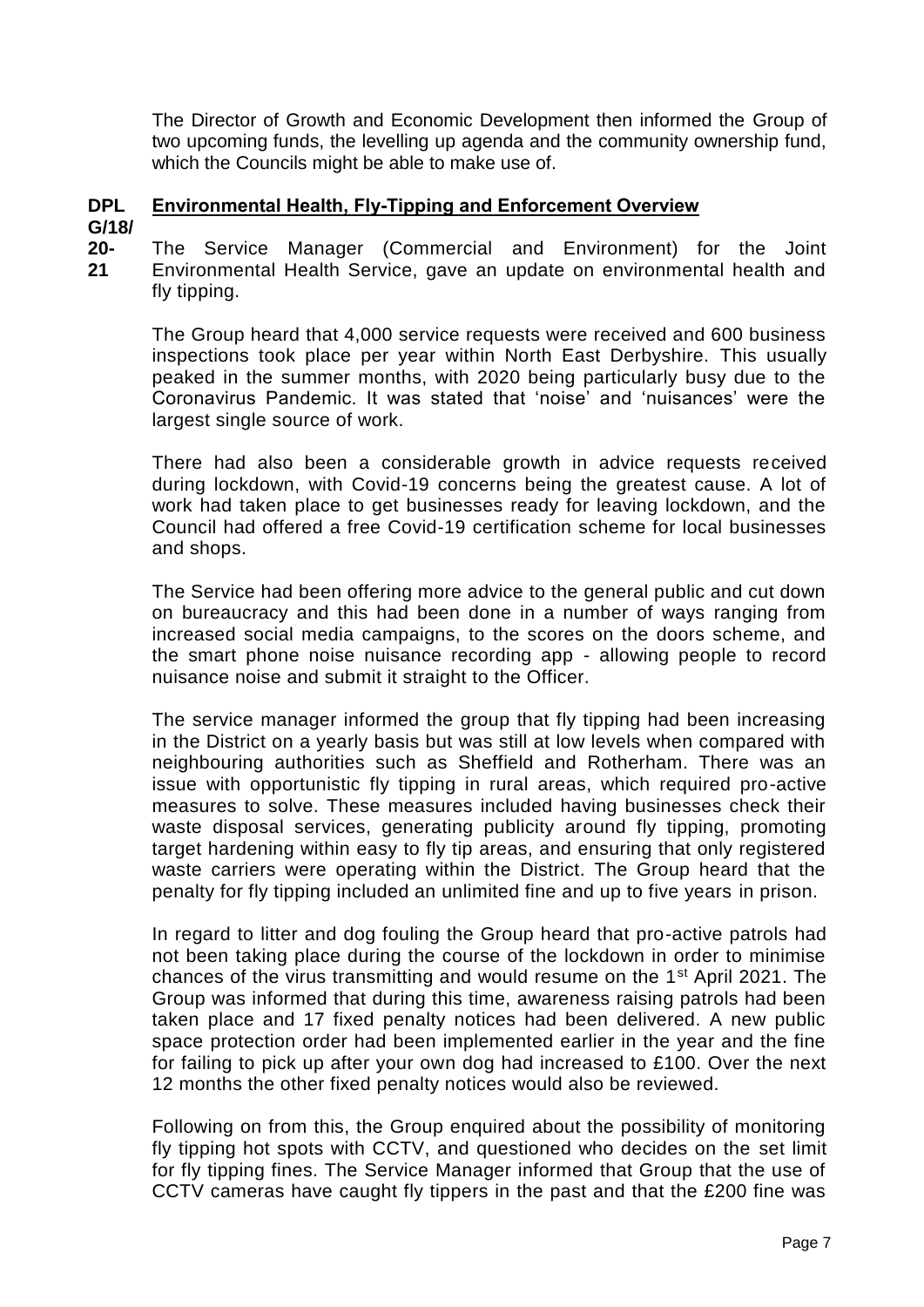The Director of Growth and Economic Development then informed the Group of two upcoming funds, the levelling up agenda and the community ownership fund, which the Councils might be able to make use of.

**DPL G/18/ 20-21** **Environmental Health, Fly-Tipping and Enforcement Overview**

The Service Manager (Commercial and Environment) for the Joint Environmental Health Service, gave an update on environmental health and fly tipping.

The Group heard that 4,000 service requests were received and 600 business inspections took place per year within North East Derbyshire. This usually peaked in the summer months, with 2020 being particularly busy due to the Coronavirus Pandemic. It was stated that 'noise' and 'nuisances' were the largest single source of work.

There had also been a considerable growth in advice requests received during lockdown, with Covid-19 concerns being the greatest cause. A lot of work had taken place to get businesses ready for leaving lockdown, and the Council had offered a free Covid-19 certification scheme for local businesses and shops.

The Service had been offering more advice to the general public and cut down on bureaucracy and this had been done in a number of ways ranging from increased social media campaigns, to the scores on the doors scheme, and the smart phone noise nuisance recording app - allowing people to record nuisance noise and submit it straight to the Officer.

The service manager informed the group that fly tipping had been increasing in the District on a yearly basis but was still at low levels when compared with neighbouring authorities such as Sheffield and Rotherham. There was an issue with opportunistic fly tipping in rural areas, which required pro-active measures to solve. These measures included having businesses check their waste disposal services, generating publicity around fly tipping, promoting target hardening within easy to fly tip areas, and ensuring that only registered waste carriers were operating within the District. The Group heard that the penalty for fly tipping included an unlimited fine and up to five years in prison.

In regard to litter and dog fouling the Group heard that pro-active patrols had not been taking place during the course of the lockdown in order to minimise chances of the virus transmitting and would resume on the 1st April 2021. The Group was informed that during this time, awareness raising patrols had been taken place and 17 fixed penalty notices had been delivered. A new public space protection order had been implemented earlier in the year and the fine for failing to pick up after your own dog had increased to £100. Over the next 12 months the other fixed penalty notices would also be reviewed.

Following on from this, the Group enquired about the possibility of monitoring fly tipping hot spots with CCTV, and questioned who decides on the set limit for fly tipping fines. The Service Manager informed that Group that the use of CCTV cameras have caught fly tippers in the past and that the £200 fine was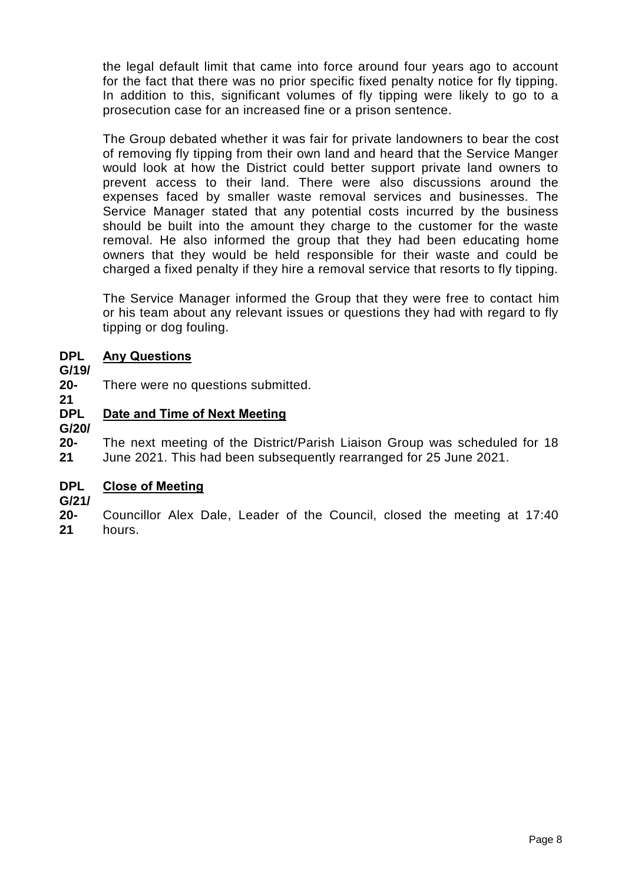the legal default limit that came into force around four years ago to account for the fact that there was no prior specific fixed penalty notice for fly tipping. In addition to this, significant volumes of fly tipping were likely to go to a prosecution case for an increased fine or a prison sentence.

The Group debated whether it was fair for private landowners to bear the cost of removing fly tipping from their own land and heard that the Service Manger would look at how the District could better support private land owners to prevent access to their land. There were also discussions around the expenses faced by smaller waste removal services and businesses. The Service Manager stated that any potential costs incurred by the business should be built into the amount they charge to the customer for the waste removal. He also informed the group that they had been educating home owners that they would be held responsible for their waste and could be charged a fixed penalty if they hire a removal service that resorts to fly tipping.

The Service Manager informed the Group that they were free to contact him or his team about any relevant issues or questions they had with regard to fly tipping or dog fouling.

**DPLG/19/20-21** **Any Questions**

There were no questions submitted.

**DPLG/20/20-21** **Date and Time of Next Meeting**

The next meeting of the District/Parish Liaison Group was scheduled for 18 June 2021. This had been subsequently rearranged for 25 June 2021.

**DPLG/21/20-21** **Close of Meeting**

Councillor Alex Dale, Leader of the Council, closed the meeting at 17:40 hours.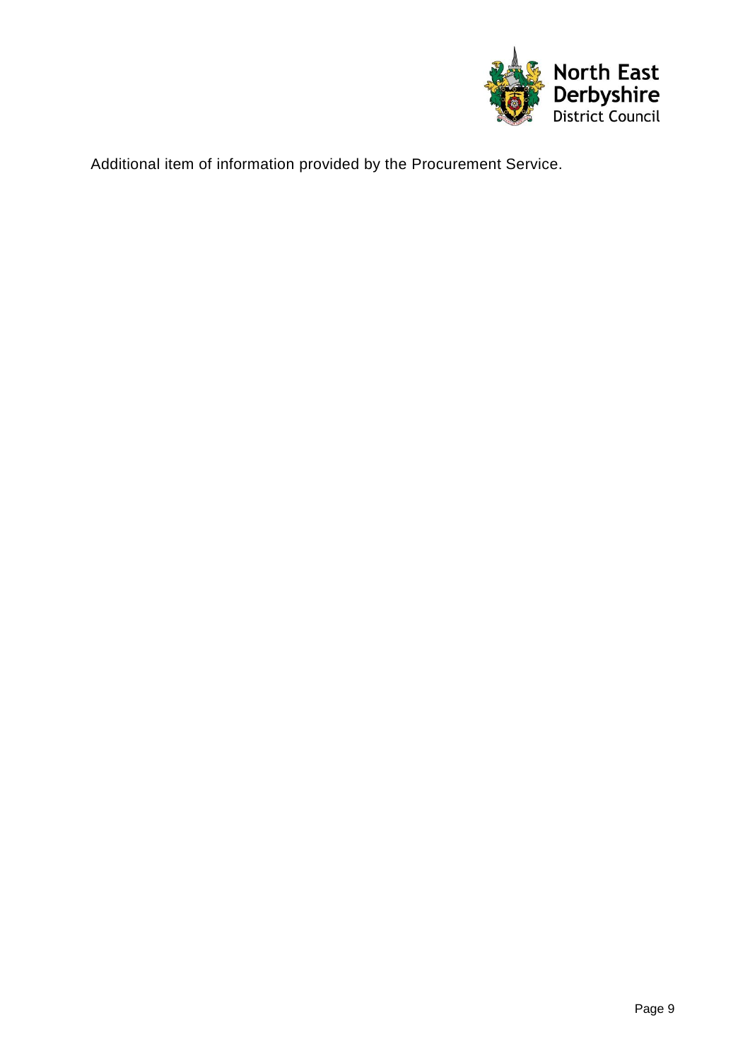Additional item of information provided by the Procurement Service.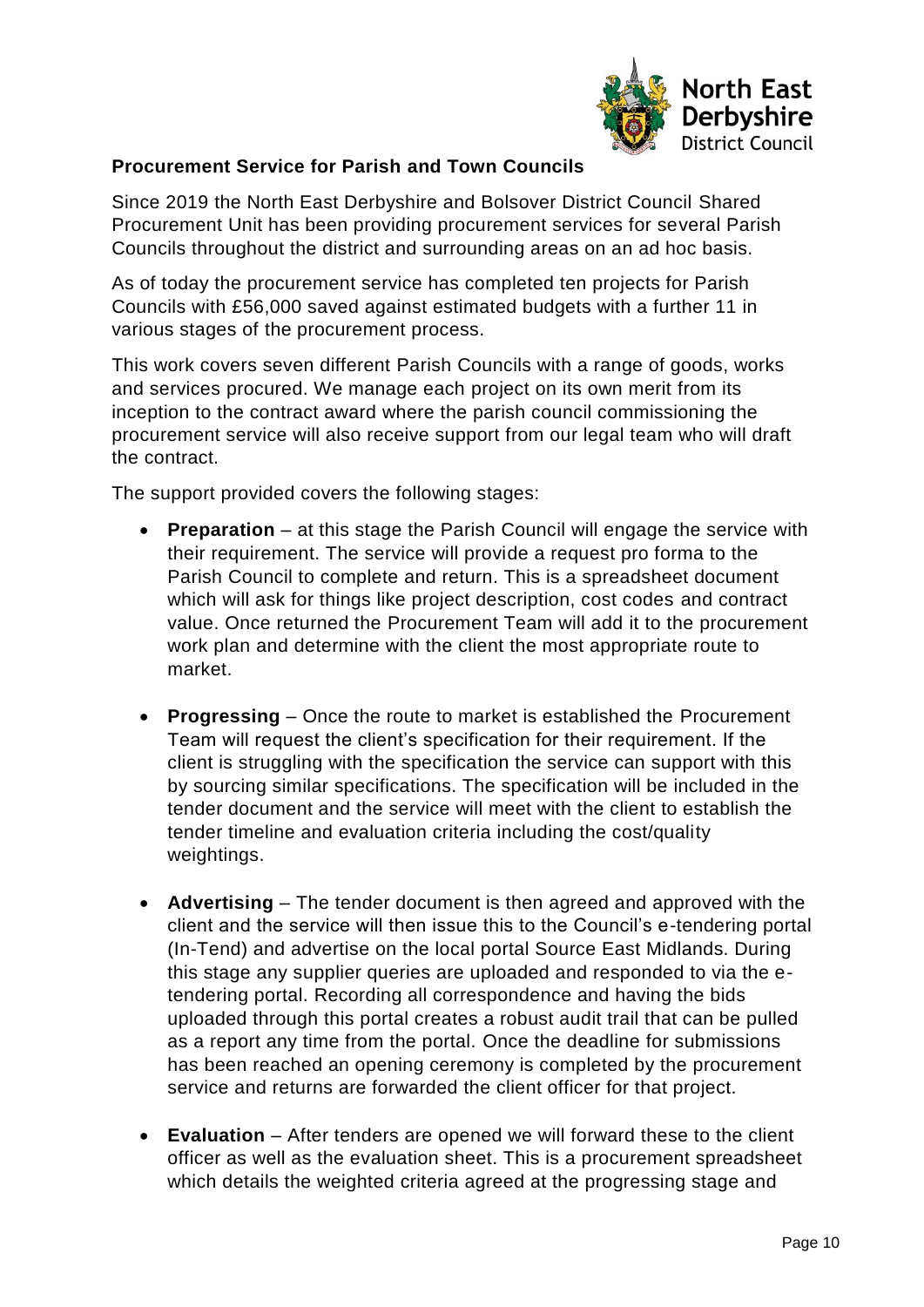**Procurement Service for Parish and Town Councils**

Since 2019 the North East Derbyshire and Bolsover District Council Shared Procurement Unit has been providing procurement services for several Parish Councils throughout the district and surrounding areas on an ad hoc basis.

As of today the procurement service has completed ten projects for Parish Councils with £56,000 saved against estimated budgets with a further 11 in various stages of the procurement process.

This work covers seven different Parish Councils with a range of goods, works and services procured. We manage each project on its own merit from its inception to the contract award where the parish council commissioning the procurement service will also receive support from our legal team who will draft the contract.

The support provided covers the following stages:

- **Preparation** – at this stage the Parish Council will engage the service with their requirement. The service will provide a request pro forma to the Parish Council to complete and return. This is a spreadsheet document which will ask for things like project description, cost codes and contract value. Once returned the Procurement Team will add it to the procurement work plan and determine with the client the most appropriate route to market.

- **Progressing** – Once the route to market is established the Procurement Team will request the client's specification for their requirement. If the client is struggling with the specification the service can support with this by sourcing similar specifications. The specification will be included in the tender document and the service will meet with the client to establish the tender timeline and evaluation criteria including the cost/quality weightings.

- **Advertising** – The tender document is then agreed and approved with the client and the service will then issue this to the Council's e-tendering portal (In-Tend) and advertise on the local portal Source East Midlands. During this stage any supplier queries are uploaded and responded to via the e-tendering portal. Recording all correspondence and having the bids uploaded through this portal creates a robust audit trail that can be pulled as a report any time from the portal. Once the deadline for submissions has been reached an opening ceremony is completed by the procurement service and returns are forwarded the client officer for that project.

- **Evaluation** – After tenders are opened we will forward these to the client officer as well as the evaluation sheet. This is a procurement spreadsheet which details the weighted criteria agreed at the progressing stage and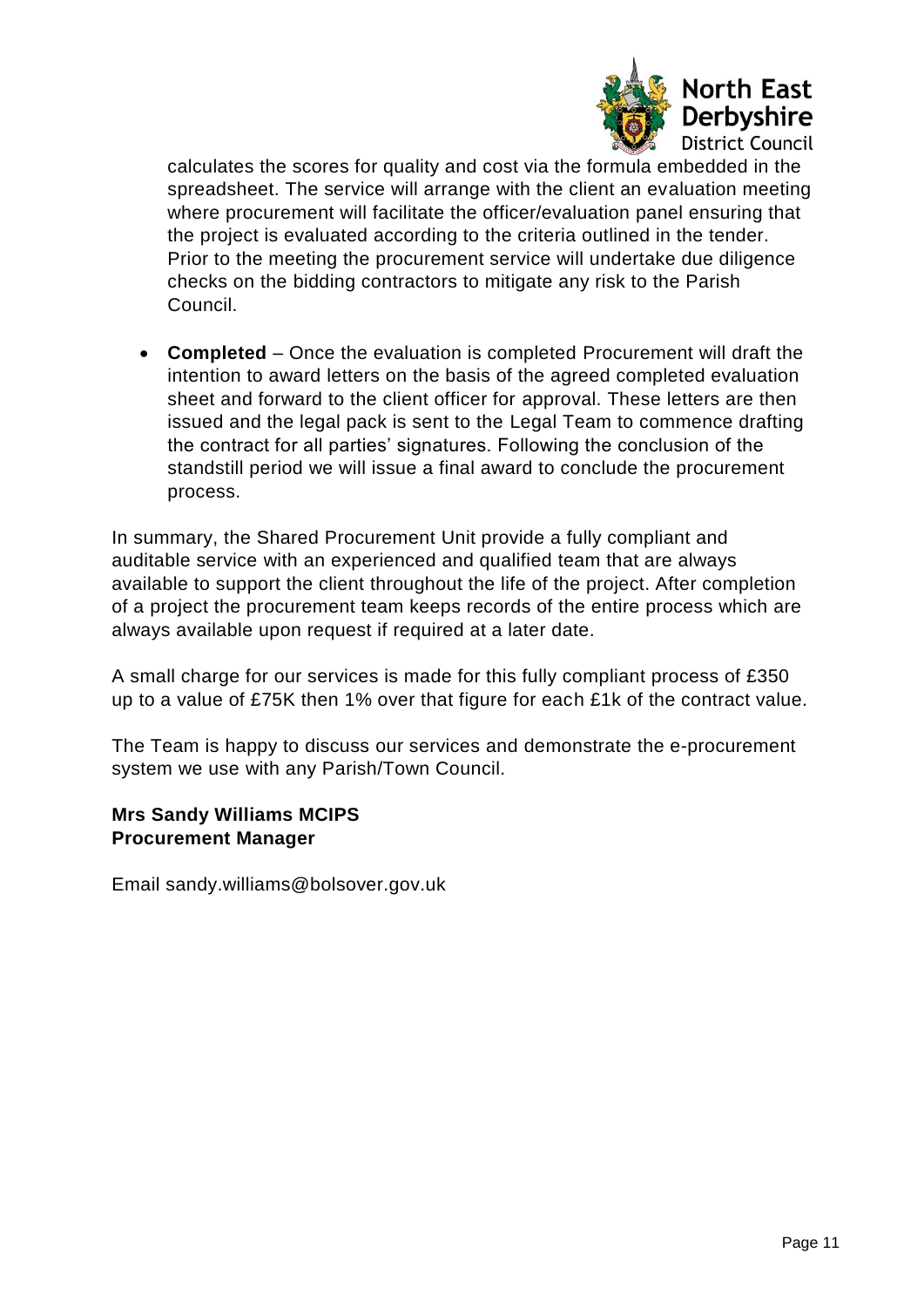calculates the scores for quality and cost via the formula embedded in the spreadsheet. The service will arrange with the client an evaluation meeting where procurement will facilitate the officer/evaluation panel ensuring that the project is evaluated according to the criteria outlined in the tender. Prior to the meeting the procurement service will undertake due diligence checks on the bidding contractors to mitigate any risk to the Parish Council.

- **Completed** – Once the evaluation is completed Procurement will draft the intention to award letters on the basis of the agreed completed evaluation sheet and forward to the client officer for approval. These letters are then issued and the legal pack is sent to the Legal Team to commence drafting the contract for all parties' signatures. Following the conclusion of the standstill period we will issue a final award to conclude the procurement process.

In summary, the Shared Procurement Unit provide a fully compliant and auditable service with an experienced and qualified team that are always available to support the client throughout the life of the project. After completion of a project the procurement team keeps records of the entire process which are always available upon request if required at a later date.

A small charge for our services is made for this fully compliant process of £350 up to a value of £75K then 1% over that figure for each £1k of the contract value.

The Team is happy to discuss our services and demonstrate the e-procurement system we use with any Parish/Town Council.

**Mrs Sandy Williams MCIPS**
**Procurement Manager**

Email sandy.williams@bolsover.gov.uk